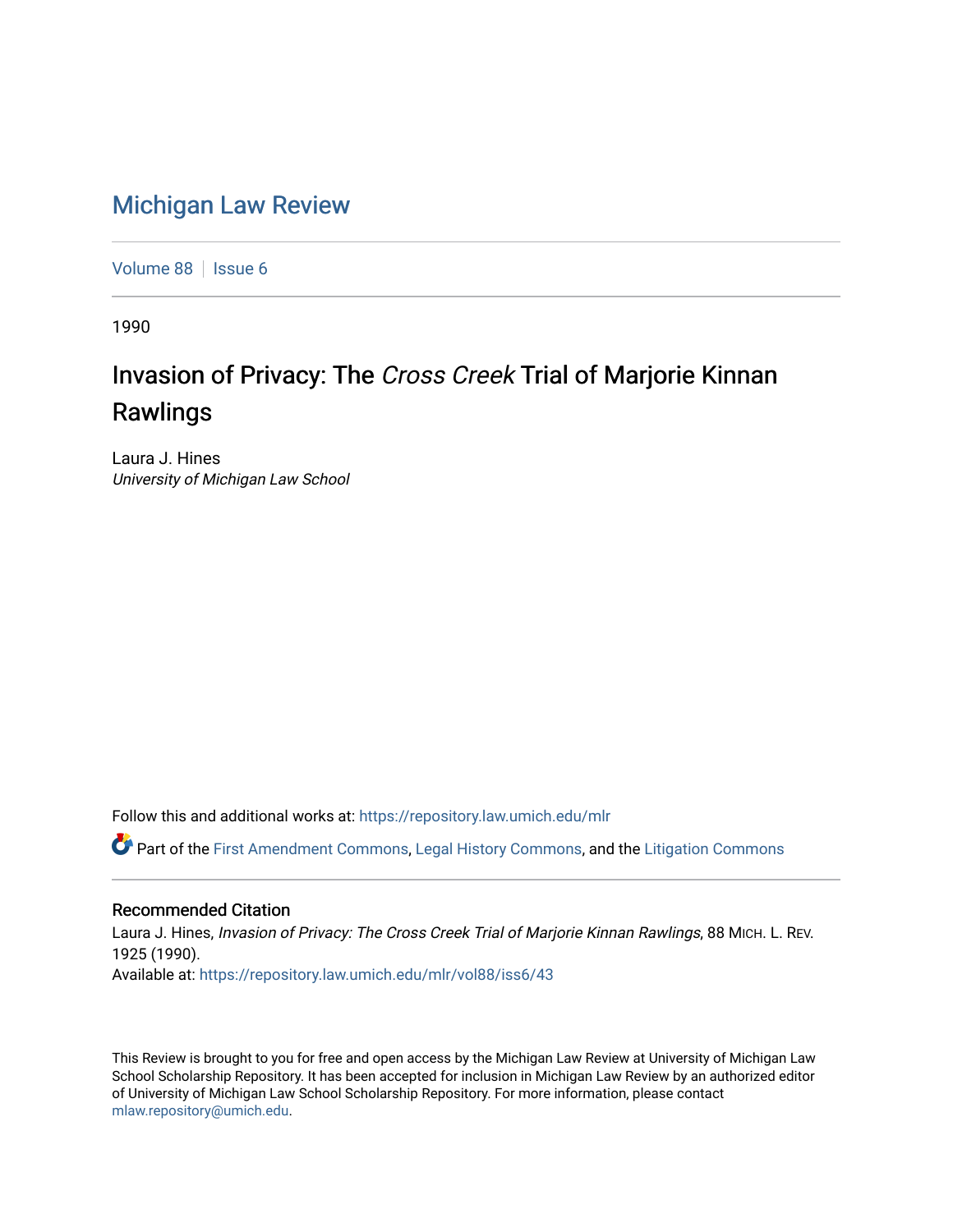# Michigan Law Review

Volume 88 | Issue 6

1990

## Invasion of Privacy: The *Cross Creek* Trial of Marjorie Kinnan Rawlings

Laura J. Hines
*University of Michigan Law School*

Follow this and additional works at: https://repository.law.umich.edu/mlr

Part of the First Amendment Commons, Legal History Commons, and the Litigation Commons

### Recommended Citation

Laura J. Hines, *Invasion of Privacy: The Cross Creek Trial of Marjorie Kinnan Rawlings*, 88 MICH. L. REV. 1925 (1990).
Available at: https://repository.law.umich.edu/mlr/vol88/iss6/43

This Review is brought to you for free and open access by the Michigan Law Review at University of Michigan Law School Scholarship Repository. It has been accepted for inclusion in Michigan Law Review by an authorized editor of University of Michigan Law School Scholarship Repository. For more information, please contact mlaw.repository@umich.edu.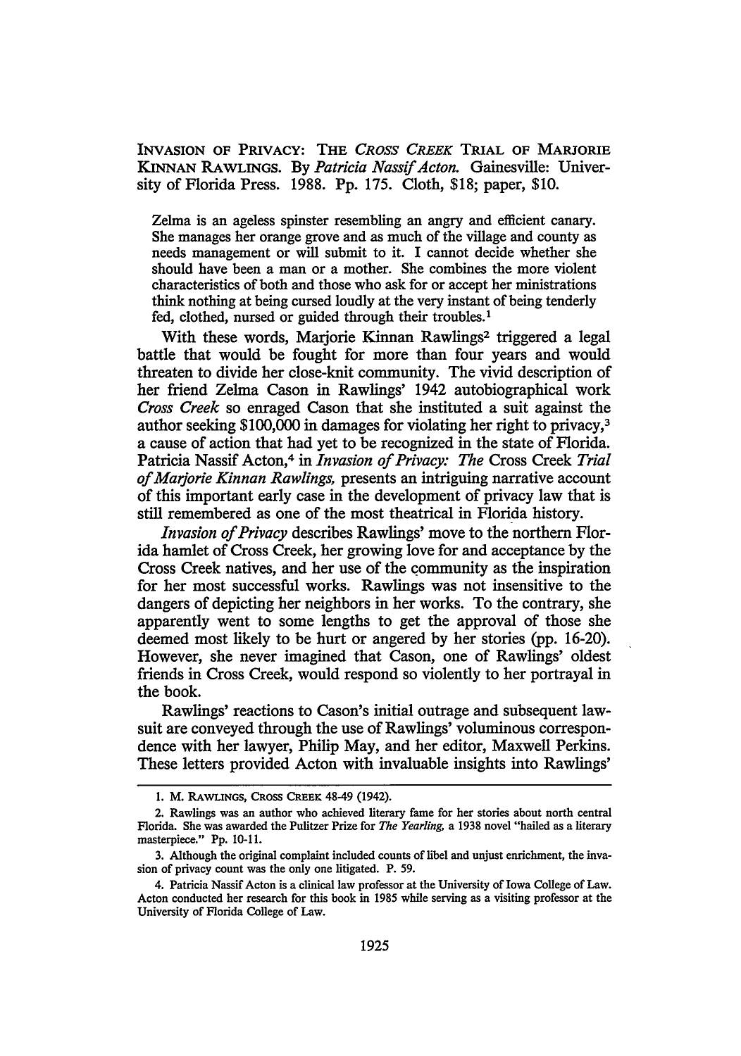INVASION OF PRIVACY: THE *CROSS CREEK* TRIAL OF MARJORIE KINNAN RAWLINGS. By *Patricia Nassif Acton*. Gainesville: University of Florida Press. 1988. Pp. 175. Cloth, $18; paper, $10.

> Zelma is an ageless spinster resembling an angry and efficient canary. She manages her orange grove and as much of the village and county as needs management or will submit to it. I cannot decide whether she should have been a man or a mother. She combines the more violent characteristics of both and those who ask for or accept her ministrations think nothing at being cursed loudly at the very instant of being tenderly fed, clothed, nursed or guided through their troubles.[1]

With these words, Marjorie Kinnan Rawlings[2] triggered a legal battle that would be fought for more than four years and would threaten to divide her close-knit community. The vivid description of her friend Zelma Cason in Rawlings' 1942 autobiographical work *Cross Creek* so enraged Cason that she instituted a suit against the author seeking $100,000 in damages for violating her right to privacy,[3] a cause of action that had yet to be recognized in the state of Florida. Patricia Nassif Acton,[4] in *Invasion of Privacy: The* Cross Creek *Trial of Marjorie Kinnan Rawlings,* presents an intriguing narrative account of this important early case in the development of privacy law that is still remembered as one of the most theatrical in Florida history.

*Invasion of Privacy* describes Rawlings' move to the northern Florida hamlet of Cross Creek, her growing love for and acceptance by the Cross Creek natives, and her use of the community as the inspiration for her most successful works. Rawlings was not insensitive to the dangers of depicting her neighbors in her works. To the contrary, she apparently went to some lengths to get the approval of those she deemed most likely to be hurt or angered by her stories (pp. 16-20). However, she never imagined that Cason, one of Rawlings' oldest friends in Cross Creek, would respond so violently to her portrayal in the book.

Rawlings' reactions to Cason's initial outrage and subsequent lawsuit are conveyed through the use of Rawlings' voluminous correspondence with her lawyer, Philip May, and her editor, Maxwell Perkins. These letters provided Acton with invaluable insights into Rawlings'

---

1. M. RAWLINGS, CROSS CREEK 48-49 (1942).

2. Rawlings was an author who achieved literary fame for her stories about north central Florida. She was awarded the Pulitzer Prize for *The Yearling,* a 1938 novel "hailed as a literary masterpiece." Pp. 10-11.

3. Although the original complaint included counts of libel and unjust enrichment, the invasion of privacy count was the only one litigated. P. 59.

4. Patricia Nassif Acton is a clinical law professor at the University of Iowa College of Law. Acton conducted her research for this book in 1985 while serving as a visiting professor at the University of Florida College of Law.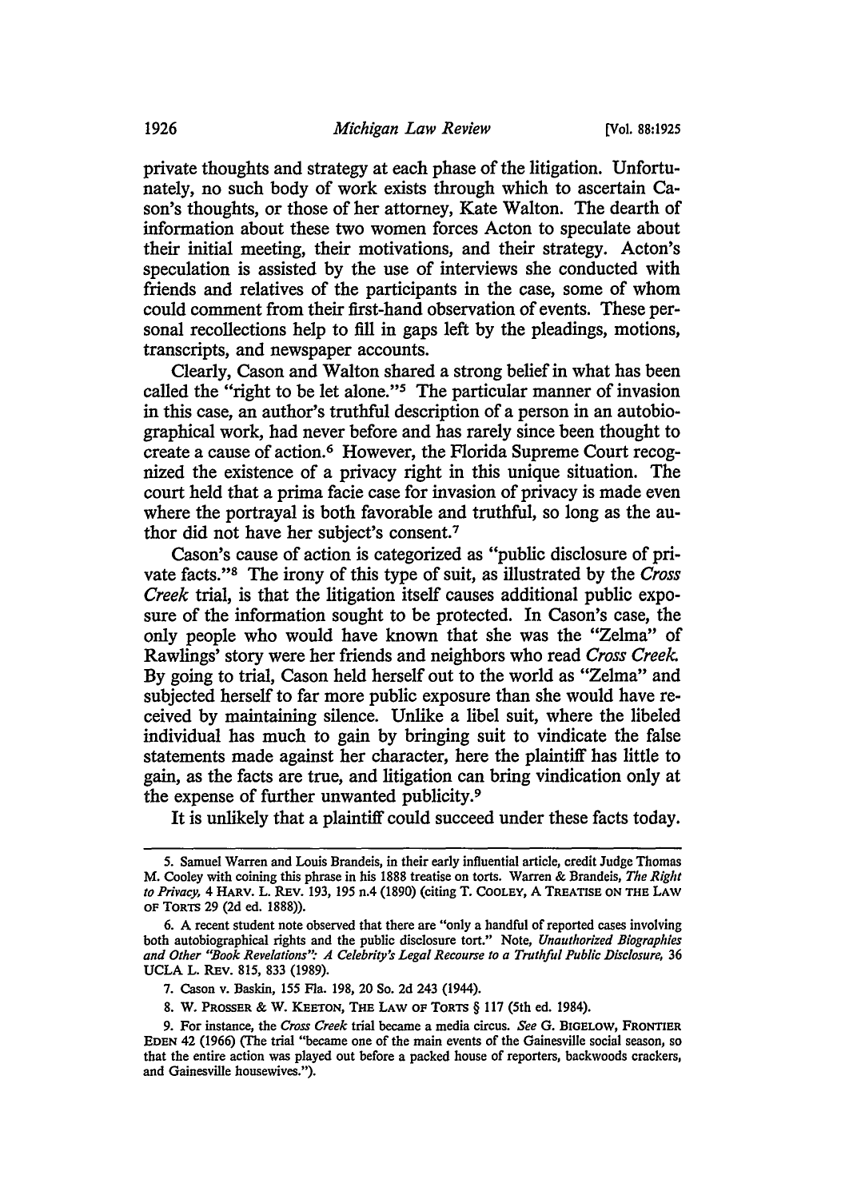private thoughts and strategy at each phase of the litigation. Unfortunately, no such body of work exists through which to ascertain Cason's thoughts, or those of her attorney, Kate Walton. The dearth of information about these two women forces Acton to speculate about their initial meeting, their motivations, and their strategy. Acton's speculation is assisted by the use of interviews she conducted with friends and relatives of the participants in the case, some of whom could comment from their first-hand observation of events. These personal recollections help to fill in gaps left by the pleadings, motions, transcripts, and newspaper accounts.

Clearly, Cason and Walton shared a strong belief in what has been called the "right to be let alone."[5] The particular manner of invasion in this case, an author's truthful description of a person in an autobiographical work, had never before and has rarely since been thought to create a cause of action.[6] However, the Florida Supreme Court recognized the existence of a privacy right in this unique situation. The court held that a prima facie case for invasion of privacy is made even where the portrayal is both favorable and truthful, so long as the author did not have her subject's consent.[7]

Cason's cause of action is categorized as "public disclosure of private facts."[8] The irony of this type of suit, as illustrated by the *Cross Creek* trial, is that the litigation itself causes additional public exposure of the information sought to be protected. In Cason's case, the only people who would have known that she was the "Zelma" of Rawlings' story were her friends and neighbors who read *Cross Creek*. By going to trial, Cason held herself out to the world as "Zelma" and subjected herself to far more public exposure than she would have received by maintaining silence. Unlike a libel suit, where the libeled individual has much to gain by bringing suit to vindicate the false statements made against her character, here the plaintiff has little to gain, as the facts are true, and litigation can bring vindication only at the expense of further unwanted publicity.[9]

It is unlikely that a plaintiff could succeed under these facts today.

---

5. Samuel Warren and Louis Brandeis, in their early influential article, credit Judge Thomas M. Cooley with coining this phrase in his 1888 treatise on torts. Warren & Brandeis, *The Right to Privacy*, 4 HARV. L. REV. 193, 195 n.4 (1890) (citing T. COOLEY, A TREATISE ON THE LAW OF TORTS 29 (2d ed. 1888)).

6. A recent student note observed that there are "only a handful of reported cases involving both autobiographical rights and the public disclosure tort." Note, *Unauthorized Biographies and Other "Book Revelations": A Celebrity's Legal Recourse to a Truthful Public Disclosure*, 36 UCLA L. REV. 815, 833 (1989).

7. Cason v. Baskin, 155 Fla. 198, 20 So. 2d 243 (1944).

8. W. PROSSER & W. KEETON, THE LAW OF TORTS § 117 (5th ed. 1984).

9. For instance, the *Cross Creek* trial became a media circus. *See* G. BIGELOW, FRONTIER EDEN 42 (1966) (The trial "became one of the main events of the Gainesville social season, so that the entire action was played out before a packed house of reporters, backwoods crackers, and Gainesville housewives.").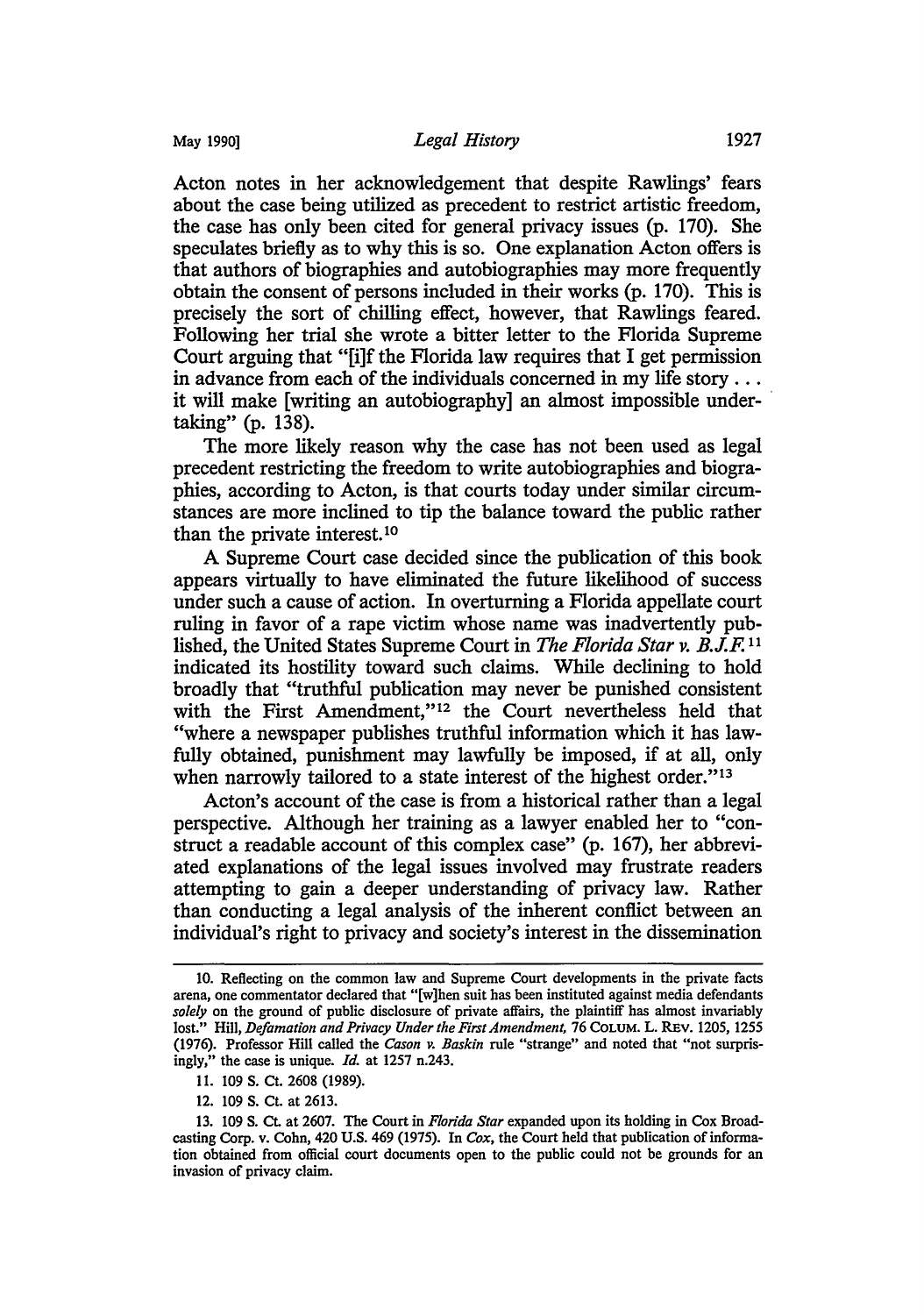Acton notes in her acknowledgement that despite Rawlings' fears about the case being utilized as precedent to restrict artistic freedom, the case has only been cited for general privacy issues (p. 170). She speculates briefly as to why this is so. One explanation Acton offers is that authors of biographies and autobiographies may more frequently obtain the consent of persons included in their works (p. 170). This is precisely the sort of chilling effect, however, that Rawlings feared. Following her trial she wrote a bitter letter to the Florida Supreme Court arguing that "[i]f the Florida law requires that I get permission in advance from each of the individuals concerned in my life story . . . it will make [writing an autobiography] an almost impossible undertaking" (p. 138).

The more likely reason why the case has not been used as legal precedent restricting the freedom to write autobiographies and biographies, according to Acton, is that courts today under similar circumstances are more inclined to tip the balance toward the public rather than the private interest.[10]

A Supreme Court case decided since the publication of this book appears virtually to have eliminated the future likelihood of success under such a cause of action. In overturning a Florida appellate court ruling in favor of a rape victim whose name was inadvertently published, the United States Supreme Court in *The Florida Star v. B.J.F.*[11] indicated its hostility toward such claims. While declining to hold broadly that "truthful publication may never be punished consistent with the First Amendment,"[12] the Court nevertheless held that "where a newspaper publishes truthful information which it has lawfully obtained, punishment may lawfully be imposed, if at all, only when narrowly tailored to a state interest of the highest order."[13]

Acton's account of the case is from a historical rather than a legal perspective. Although her training as a lawyer enabled her to "construct a readable account of this complex case" (p. 167), her abbreviated explanations of the legal issues involved may frustrate readers attempting to gain a deeper understanding of privacy law. Rather than conducting a legal analysis of the inherent conflict between an individual's right to privacy and society's interest in the dissemination

---

10. Reflecting on the common law and Supreme Court developments in the private facts arena, one commentator declared that "[w]hen suit has been instituted against media defendants *solely* on the ground of public disclosure of private affairs, the plaintiff has almost invariably lost." Hill, *Defamation and Privacy Under the First Amendment*, 76 COLUM. L. REV. 1205, 1255 (1976). Professor Hill called the *Cason v. Baskin* rule "strange" and noted that "not surprisingly," the case is unique. *Id.* at 1257 n.243.

11. 109 S. Ct. 2608 (1989).

12. 109 S. Ct. at 2613.

13. 109 S. Ct. at 2607. The Court in *Florida Star* expanded upon its holding in Cox Broadcasting Corp. v. Cohn, 420 U.S. 469 (1975). In *Cox*, the Court held that publication of information obtained from official court documents open to the public could not be grounds for an invasion of privacy claim.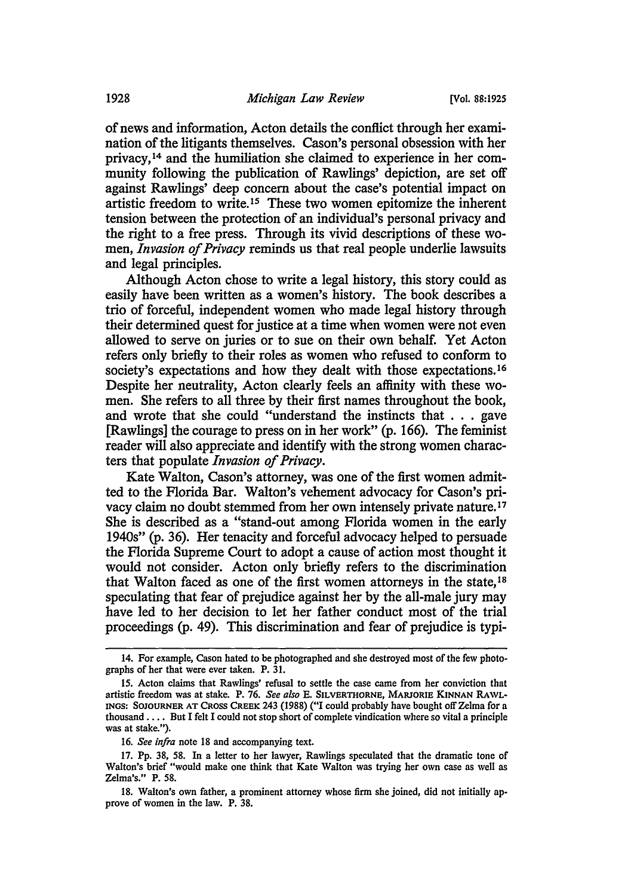of news and information, Acton details the conflict through her examination of the litigants themselves. Cason's personal obsession with her privacy,[14] and the humiliation she claimed to experience in her community following the publication of Rawlings' depiction, are set off against Rawlings' deep concern about the case's potential impact on artistic freedom to write.[15] These two women epitomize the inherent tension between the protection of an individual's personal privacy and the right to a free press. Through its vivid descriptions of these women, *Invasion of Privacy* reminds us that real people underlie lawsuits and legal principles.

Although Acton chose to write a legal history, this story could as easily have been written as a women's history. The book describes a trio of forceful, independent women who made legal history through their determined quest for justice at a time when women were not even allowed to serve on juries or to sue on their own behalf. Yet Acton refers only briefly to their roles as women who refused to conform to society's expectations and how they dealt with those expectations.[16] Despite her neutrality, Acton clearly feels an affinity with these women. She refers to all three by their first names throughout the book, and wrote that she could "understand the instincts that . . . gave [Rawlings] the courage to press on in her work" (p. 166). The feminist reader will also appreciate and identify with the strong women characters that populate *Invasion of Privacy*.

Kate Walton, Cason's attorney, was one of the first women admitted to the Florida Bar. Walton's vehement advocacy for Cason's privacy claim no doubt stemmed from her own intensely private nature.[17] She is described as a "stand-out among Florida women in the early 1940s" (p. 36). Her tenacity and forceful advocacy helped to persuade the Florida Supreme Court to adopt a cause of action most thought it would not consider. Acton only briefly refers to the discrimination that Walton faced as one of the first women attorneys in the state,[18] speculating that fear of prejudice against her by the all-male jury may have led to her decision to let her father conduct most of the trial proceedings (p. 49). This discrimination and fear of prejudice is typi-

---

14. For example, Cason hated to be photographed and she destroyed most of the few photographs of her that were ever taken. P. 31.

15. Acton claims that Rawlings' refusal to settle the case came from her conviction that artistic freedom was at stake. P. 76. *See also* E. SILVERTHORNE, MARJORIE KINNAN RAWLINGS: SOJOURNER AT CROSS CREEK 243 (1988) ("I could probably have bought off Zelma for a thousand . . . . But I felt I could not stop short of complete vindication where so vital a principle was at stake.").

16. *See infra* note 18 and accompanying text.

17. Pp. 38, 58. In a letter to her lawyer, Rawlings speculated that the dramatic tone of Walton's brief "would make one think that Kate Walton was trying her own case as well as Zelma's." P. 58.

18. Walton's own father, a prominent attorney whose firm she joined, did not initially approve of women in the law. P. 38.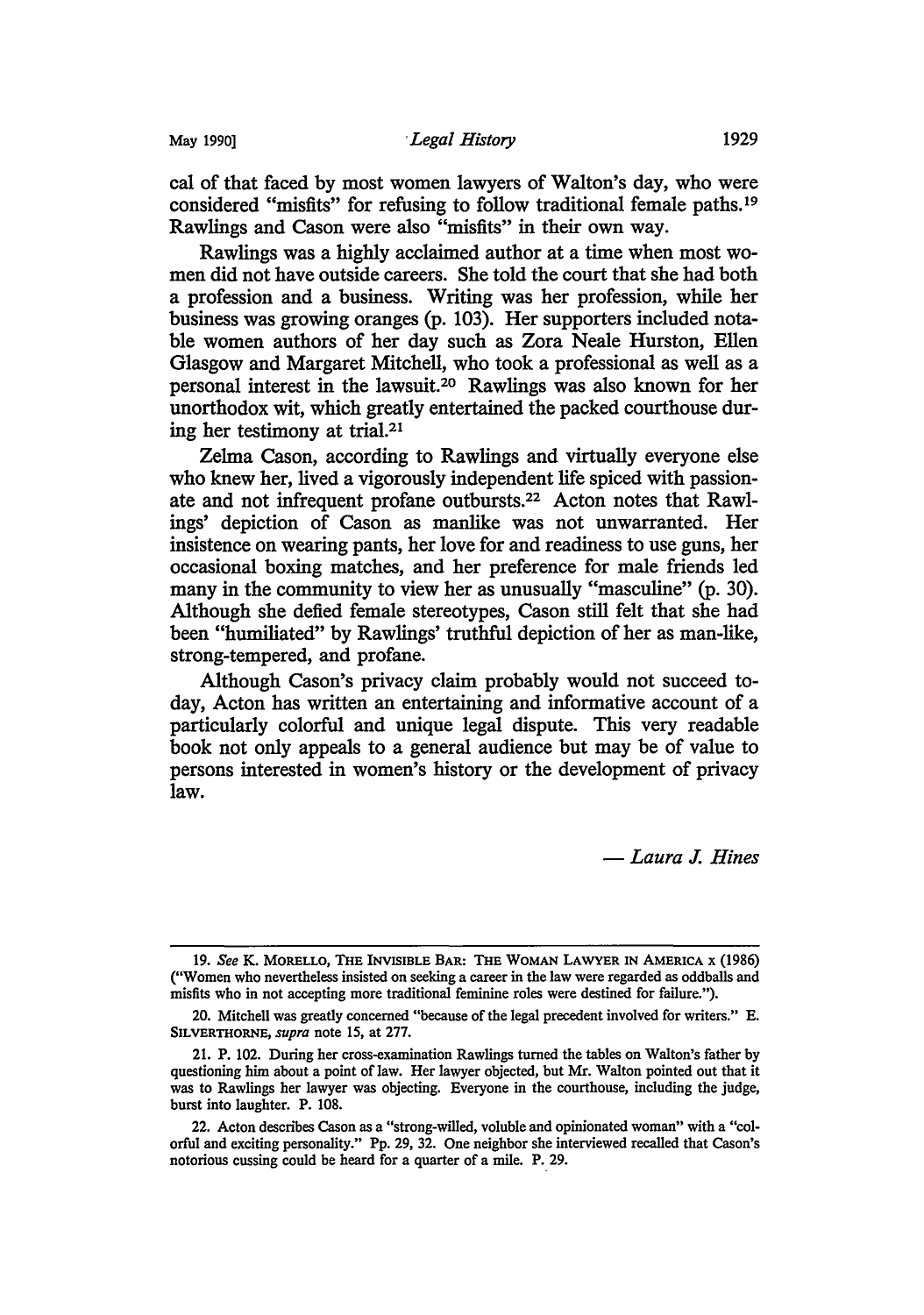cal of that faced by most women lawyers of Walton's day, who were considered "misfits" for refusing to follow traditional female paths.[19] Rawlings and Cason were also "misfits" in their own way.

Rawlings was a highly acclaimed author at a time when most women did not have outside careers. She told the court that she had both a profession and a business. Writing was her profession, while her business was growing oranges (p. 103). Her supporters included notable women authors of her day such as Zora Neale Hurston, Ellen Glasgow and Margaret Mitchell, who took a professional as well as a personal interest in the lawsuit.[20] Rawlings was also known for her unorthodox wit, which greatly entertained the packed courthouse during her testimony at trial.[21]

Zelma Cason, according to Rawlings and virtually everyone else who knew her, lived a vigorously independent life spiced with passionate and not infrequent profane outbursts.[22] Acton notes that Rawlings' depiction of Cason as manlike was not unwarranted. Her insistence on wearing pants, her love for and readiness to use guns, her occasional boxing matches, and her preference for male friends led many in the community to view her as unusually "masculine" (p. 30). Although she defied female stereotypes, Cason still felt that she had been "humiliated" by Rawlings' truthful depiction of her as man-like, strong-tempered, and profane.

Although Cason's privacy claim probably would not succeed today, Acton has written an entertaining and informative account of a particularly colorful and unique legal dispute. This very readable book not only appeals to a general audience but may be of value to persons interested in women's history or the development of privacy law.

*— Laura J. Hines*

---

19. *See* K. MORELLO, THE INVISIBLE BAR: THE WOMAN LAWYER IN AMERICA x (1986) ("Women who nevertheless insisted on seeking a career in the law were regarded as oddballs and misfits who in not accepting more traditional feminine roles were destined for failure.").

20. Mitchell was greatly concerned "because of the legal precedent involved for writers." E. SILVERTHORNE, *supra* note 15, at 277.

21. P. 102. During her cross-examination Rawlings turned the tables on Walton's father by questioning him about a point of law. Her lawyer objected, but Mr. Walton pointed out that it was to Rawlings her lawyer was objecting. Everyone in the courthouse, including the judge, burst into laughter. P. 108.

22. Acton describes Cason as a "strong-willed, voluble and opinionated woman" with a "colorful and exciting personality." Pp. 29, 32. One neighbor she interviewed recalled that Cason's notorious cussing could be heard for a quarter of a mile. P. 29.